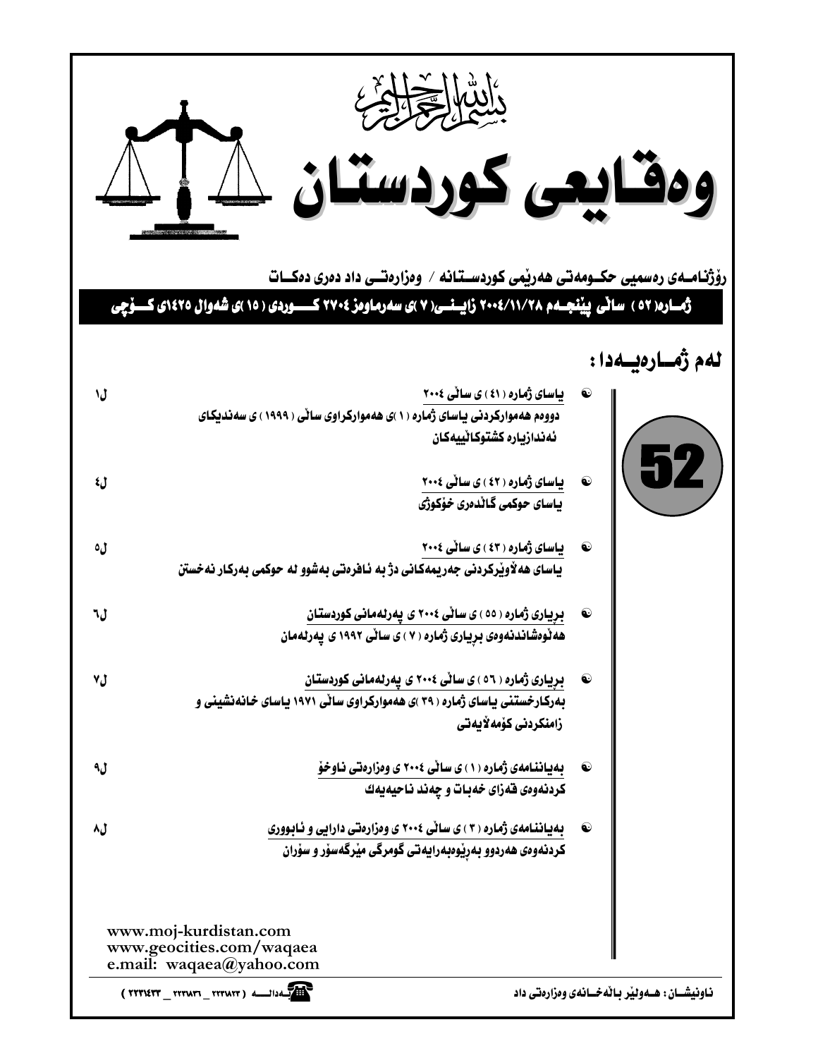بسم الله الرحمن الرحیم

# وەقایعی کوردستان

رۆژنامەی رەسمیی حکومەتی هەرێمی کوردستانە / وەزارەتی داد دەری دەکات

**ژمارە( ٥٢ ) ساڵی پێنجەم ٢٠٠٤/١١/٢٨ زایینی( ٧ )ی سەرماوەز ٢٧٠٤ کوردی ( ١٥ )ی شەوال ١٤٢٥ی کۆچی**

## لەم ژمارەیەدا :

52

- **یاسای ژمارە ( ٤١ ) ی ساڵی ٢٠٠٤** — ل١
  دووەم هەموارکردنی یاسای ژمارە ( ١ )ی هەموارکراوی ساڵی ( ١٩٩٩ ) ی سەندیکای ئەندازیارە کشتوکاڵییەکان

- **یاسای ژمارە ( ٤٢ ) ی ساڵی ٢٠٠٤** — ل٤
  یاسای حوکمی گاڵدەری خۆکوژی

- **یاسای ژمارە ( ٤٣ ) ی ساڵی ٢٠٠٤** — ل٥
  یاسای هەڵوێرکردنی جەریمەکانی دژ بە ئافرەتی بەشوو لە حوکمی بەرکار نەخستن

- **بڕیاری ژمارە ( ٥٥ ) ی ساڵی ٢٠٠٤ ی پەرلەمانی کوردستان** — ل٦
  هەڵوەشاندنەوەی بڕیاری ژمارە ( ٧ ) ی ساڵی ١٩٩٢ ی پەرلەمان

- **بڕیاری ژمارە ( ٥٦ ) ی ساڵی ٢٠٠٤ ی پەرلەمانی کوردستان** — ل٧
  بەرکارخستنی یاسای ژمارە ( ٣٩ )ی هەموارکراوی ساڵی ١٩٧١ یاسای خانەنشینی و زامنکردنی کۆمەڵایەتی

- **بەیاننامەی ژمارە ( ١ ) ی ساڵی ٢٠٠٤ ی وەزارەتی ناوخۆ** — ل٩
  کردنەوەی قەزای خەبات و چەند ناحیەیەك

- **بەیاننامەی ژمارە ( ٣ ) ی ساڵی ٢٠٠٤ ی وەزارەتی دارایی و ئابووری** — ل٨
  کردنەوەی هەردوو بەڕێوەبەرایەتی گومرگی مێرگەسۆر و سۆران

www.moj-kurdistan.com
www.geocities.com/waqaea
e.mail: waqaea@yahoo.com

ناونیشان : هەولێر باڵەخانەی وەزارەتی داد

بەدالە ( ٢٢٣١٨٢٣ _ ٢٢٣٨٣١ _ ٢٢٣١٤٣٣ )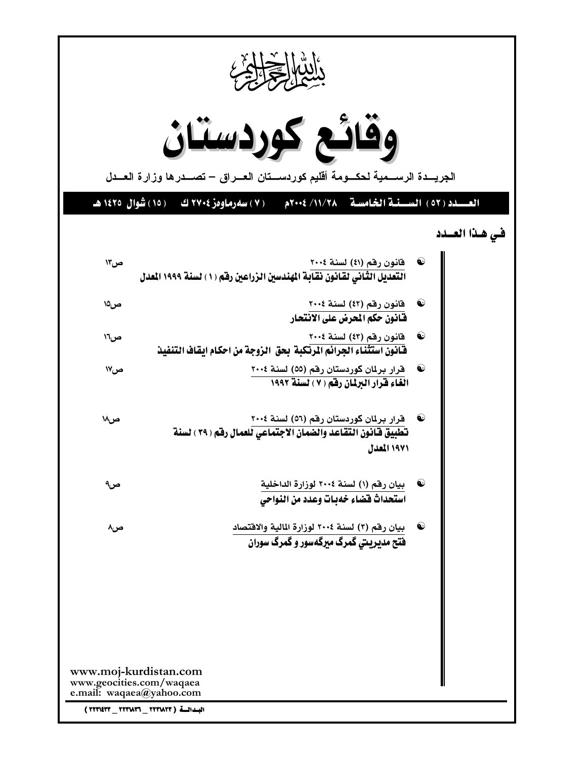بسم الله الرحمن الرحيم

# وقائع كوردستان

الجريـــدة الرســـمية لحكــومة أقليم كوردســـتان العـــراق – تصـــدرها وزارة العـــدل

**العـــدد (٥٢) السـنـة الخامسة ٢٠٠٤/١١/٢٨م (٧) سەرماوەز ٢٧٠٤ ك (١٥) شوال ١٤٢٥ هـ**

## في هـذا العـدد

- قانون رقم (٤١) لسنة ٢٠٠٤ — ص١٣
  **التعديل الثاني لقانون نقابة المهندسين الزراعين رقم (١) لسنة ١٩٩٩ المعدل**

- قانون رقم (٤٢) لسنة ٢٠٠٤ — ص١٥
  **قانون حكم المحرض على الانتحار**

- قانون رقم (٤٣) لسنة ٢٠٠٤ — ص١٦
  **قانون استثناء الجرائم المرتكبة بحق الزوجة من احكام ايقاف التنفيذ**

- قرار برلمان كوردستان رقم (٥٥) لسنة ٢٠٠٤ — ص١٧
  **الغاء قرار البرلمان رقم (٧) لسنة ١٩٩٢**

- قرار برلمان كوردستان رقم (٥٦) لسنة ٢٠٠٤ — ص١٨
  **تطبيق قانون التقاعد والضمان الاجتماعي للعمال رقم (٣٩) لسنة ١٩٧١ المعدل**

- بيان رقم (١) لسنة ٢٠٠٤ لوزارة الداخلية — ص٩
  **استحداث قضاء خەبات وعدد من النواحي**

- بيان رقم (٣) لسنة ٢٠٠٤ لوزارة المالية والاقتصاد — ص٨
  **فتح مديريتي گمرگ ميرگەسور و گمرگ سوران**

www.moj-kurdistan.com
www.geocities.com/waqaea
e.mail: waqaea@yahoo.com

البدالة (٢٢٣١٨٢٢ _ ٢٢٣١٨٣٦ _ ٢٢٣١٤٣٣)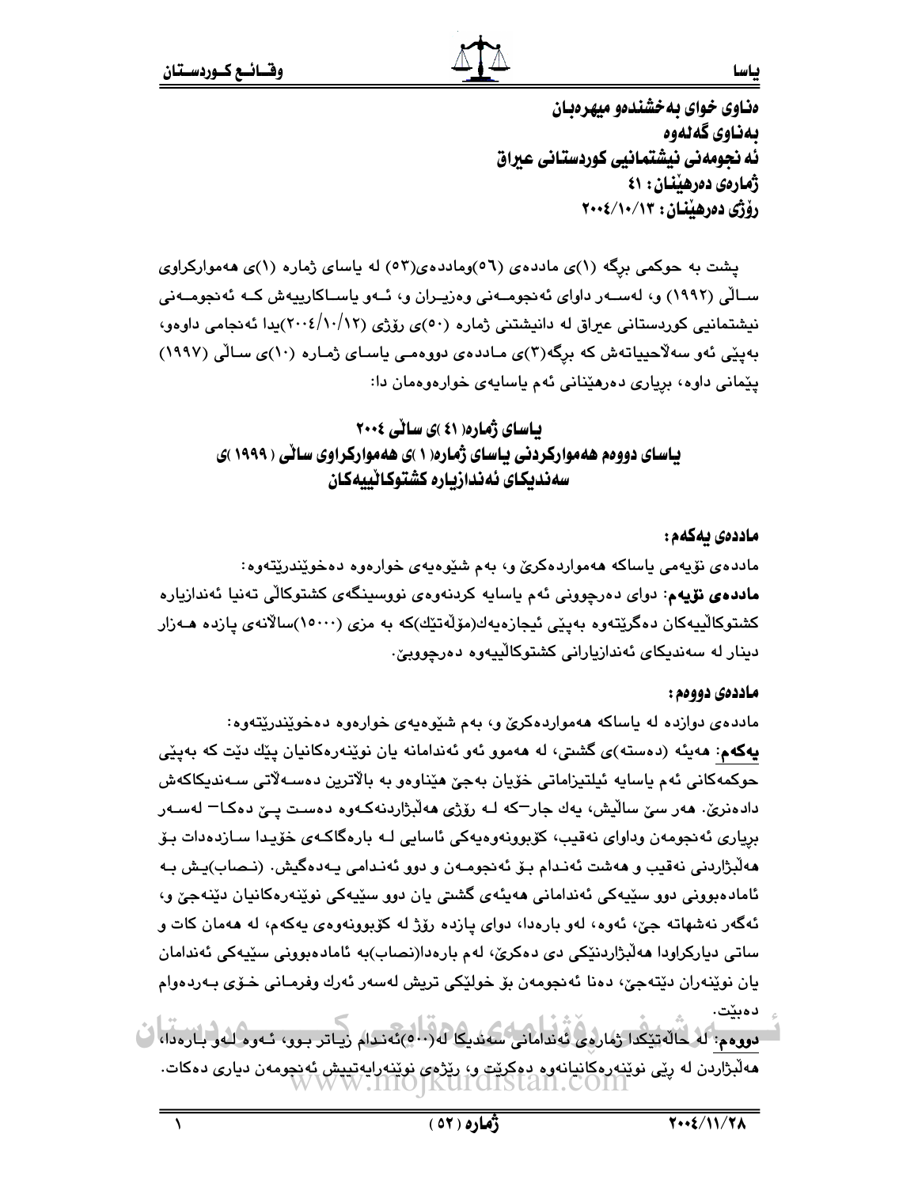دەناوی خوای بەخشندەو میهرەبان

بەناوی گەلەوە

ئەنجومەنی نیشتمانیی کوردستانی عیراق

ژمارەی دەرهێنان: ٤١

ڕۆژی دەرهێنان: ٢٠٠٤/١٠/١٣

پشت بە حوکمی برگە (١)ی ماددەی (٥٦)وماددەی(٥٣) لە یاسای ژمارە (١)ی هەموارکراوی ساڵی (١٩٩٢) و، لەسەر داوای ئەنجومەنی وەزیران و، ئەو یاساکارییەش کە ئەنجومەنی نیشتمانیی کوردستانی عیراق لە دانیشتنی ژمارە (٥٠)ی ڕۆژی (٢٠٠٤/١٠/١٢)یدا ئەنجامی داوەو، بەپێی ئەو سەڵاحیاتەش کە برگە(٣)ی ماددەی دووەمی یاسای ژمارە (١٠)ی ساڵی (١٩٩٧) پێمانی داوە، بڕیاری دەرهێنانی ئەم یاسایەی خوارەوەمان دا:

## یاسای ژمارە( ٤١ )ی ساڵی ٢٠٠٤
## یاسای دووەم هەموارکردنی یاسای ژمارە( ١ )ی هەموارکراوی ساڵی ( ١٩٩٩ )ی سەندیکای ئەندازیارە کشتوکاڵییەکان

**ماددەی یەکەم:**

ماددەی نۆیەمی یاساکە هەمواردەکرێ و، بەم شێوەیەی خوارەوە دەخوێندرێتەوە:

**ماددەی نۆیەم:** دوای دەرچوونی ئەم یاسایە کردنەوەی نووسینگەی کشتوکاڵی تەنیا ئەندازیارە کشتوکاڵییەکان دەگرێتەوە بەپێی ئیجازەیەك(مۆڵەتێك)کە بە مزی (١٥٠٠٠)ساڵانەی پازدە هەزار دینار لە سەندیکای ئەندازیارانی کشتوکاڵییەوە دەرچووبێ.

**ماددەی دووەم:**

ماددەی دوازدە لە یاساکە هەمواردەکرێ و، بەم شێوەیەی خوارەوە دەخوێندرێتەوە:

**یەکەم:** هەیئە (دەستە)ی گشتی، لە هەموو ئەو ئەندامانە یان نوێنەرەکانیان پێك دێت کە بەپێی حوکمەکانی ئەم یاسایە ئیلتیزاماتی خۆیان بەجێ هێناوەو بە باڵاترین دەسەڵاتی سەندیکاکەش دادەنرێ. هەر سێ ساڵیش، یەك جار–کە لە ڕۆژی هەڵبژاردنەکەوە دەست پێ دەکا– لەسەر بڕیاری ئەنجومەن وداوای نەقیب، کۆبوونەوەیەکی ئاسایی لە بارەگاکەی خۆیدا سازدەدات بۆ هەڵبژاردنی نەقیب و هەشت ئەندام بۆ ئەنجومەن و دوو ئەندامی یەدەگیش. (نصاب)یش بە ئامادەبوونی دوو سێیەکی ئەندامانی هەیئەی گشتی یان دوو سێیەکی نوێنەرەکانیان دێنەجێ و، ئەگەر نەشهاتە جێ، ئەوە، لەو بارەدا، دوای پازدە ڕۆژ لە کۆبوونەوەی یەکەم، لە هەمان کات و ساتی دیارکراودا هەڵبژاردنێکی دی دەکرێ، لەم بارەدا(نصاب)بە ئامادەبوونی سێیەکی ئەندامان یان نوێنەران دێتەجێ، دەنا ئەنجومەن بۆ خولێکی تریش لەسەر ئەرك وفرمانی خۆی بەردەوام دەبێت.

**دووەم:** لە حاڵەتێکدا ژمارەی ئەندامانی سەندیکا لە(٥٠٠)ئەندام زیاتر بوو، ئەوە لەو بارەدا، هەڵبژاردن لە ڕێی نوێنەرەکانیانەوە دەکرێت و، ڕێژەی نوێنەرایەتییش ئەنجومەن دیاری دەکات.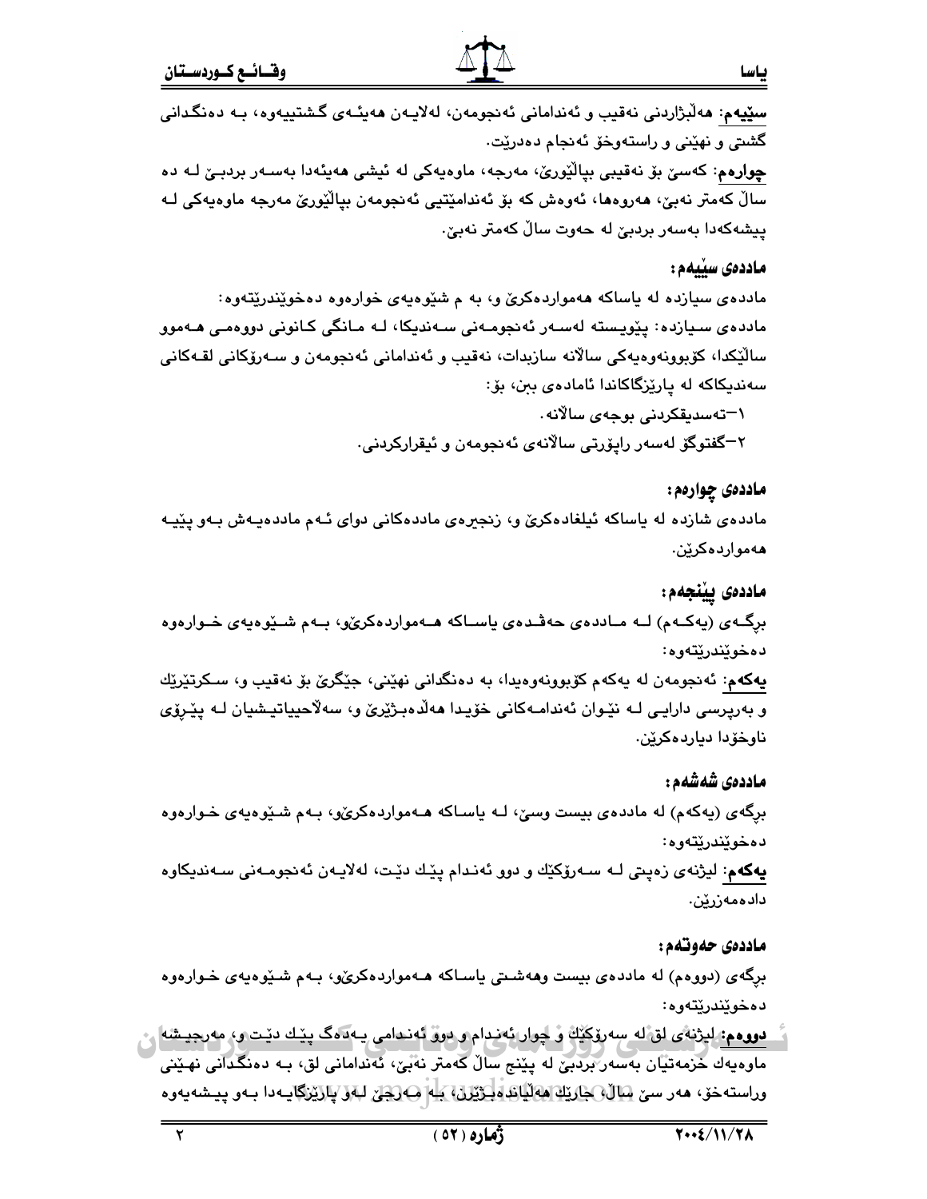**سێیەم:** هەڵبژاردنی نەقیب و ئەندامانی ئەنجومەن، لەلایەن هەیئەی گشتییەوە، بە دەنگدانی گشتی و نهێنی و راستەوخۆ ئەنجام دەدرێت.

**چوارەم:** کەسێ بۆ نەقیبی بپاڵێورێ، مەرجە، ماوەیەکی لە ئیشی هەیئەدا بەسەر بردبێ لە دە ساڵ کەمتر نەبێ، هەروەها، ئەوەش کە بۆ ئەندامێتیی ئەنجومەن بپاڵێورێ مەرجە ماوەیەکی لە پیشەکەدا بەسەر بردبێ لە حەوت ساڵ کەمتر نەبێ.

### ماددەی سێیەم:

ماددەی سیازدە لە یاساکە هەمواردەکرێ و، بە م شێوەیەی خوارەوە دەخوێندرێتەوە:

ماددەی سیازدە: پێویستە لەسەر ئەنجومەنی سەندیکا، لە مانگی کانونی دووەمی هەموو ساڵێکدا، کۆبوونەوەیەکی ساڵانە سازبدات، نەقیب و ئەندامانی ئەنجومەن و سەرۆکانی لقەکانی سەندیکاکە لە پارێزگاکاندا ئامادەی بن، بۆ:

١-تەسدیقکردنی بوجەی ساڵانە.

٢-گفتوگۆ لەسەر راپۆرتی ساڵانەی ئەنجومەن و ئیقرارکردنی.

### ماددەی چوارەم:

ماددەی شازدە لە یاساکە ئیلغادەکرێ و، زنجیرەی ماددەکانی دوای ئەم ماددەیەش بەو پێیە هەمواردەکرێن.

### ماددەی پێنجەم:

برگەی (یەکەم) لە ماددەی حەڤدەی یاساکە هەمواردەکرێو، بەم شێوەیەی خوارەوە دەخوێندرێتەوە:

**یەکەم:** ئەنجومەن لە یەکەم کۆبوونەوەیدا، بە دەنگدانی نهێنی، جێگرێ بۆ نەقیب و، سکرتێرێك و بەرپرسی دارایی لە نێوان ئەندامەکانی خۆیدا هەڵدەبژێرێ و، سەلاحییاتیشیان لە پێڕۆی ناوخۆدا دیاردەکرێن.

### ماددەی شەشەم:

برگەی (یەکەم) لە ماددەی بیست وسێ، لە یاساکە هەمواردەکرێو، بەم شێوەیەی خوارەوە دەخوێندرێتەوە:

**یەکەم:** لیژنەی زەپتی لە سەرۆکێك و دوو ئەندام پێك دێت، لەلایەن ئەنجومەنی سەندیکاوە دادەمەزرێن.

### ماددەی حەوتەم:

برگەی (دووەم) لە ماددەی بیست وهەشتی یاساکە هەمواردەکرێو، بەم شێوەیەی خوارەوە دەخوێندرێتەوە:

**دووەم:** لیژنەی لق لە سەرۆکێك و چوار ئەندام و دوو ئەندامی یەدەگ پێك دێت و، مەرجیشە ماوەیەك خزمەتیان بەسەر بردبێ لە پێنج ساڵ کەمتر نەبێ، ئەندامانی لق، بە دەنگدانی نهێنی وراستەخۆ، هەر سێ ساڵ، جارێك هەڵیاندەبژێرن، بە مەرجێ لەو پارێزگایەدا بەو پیشەیەوە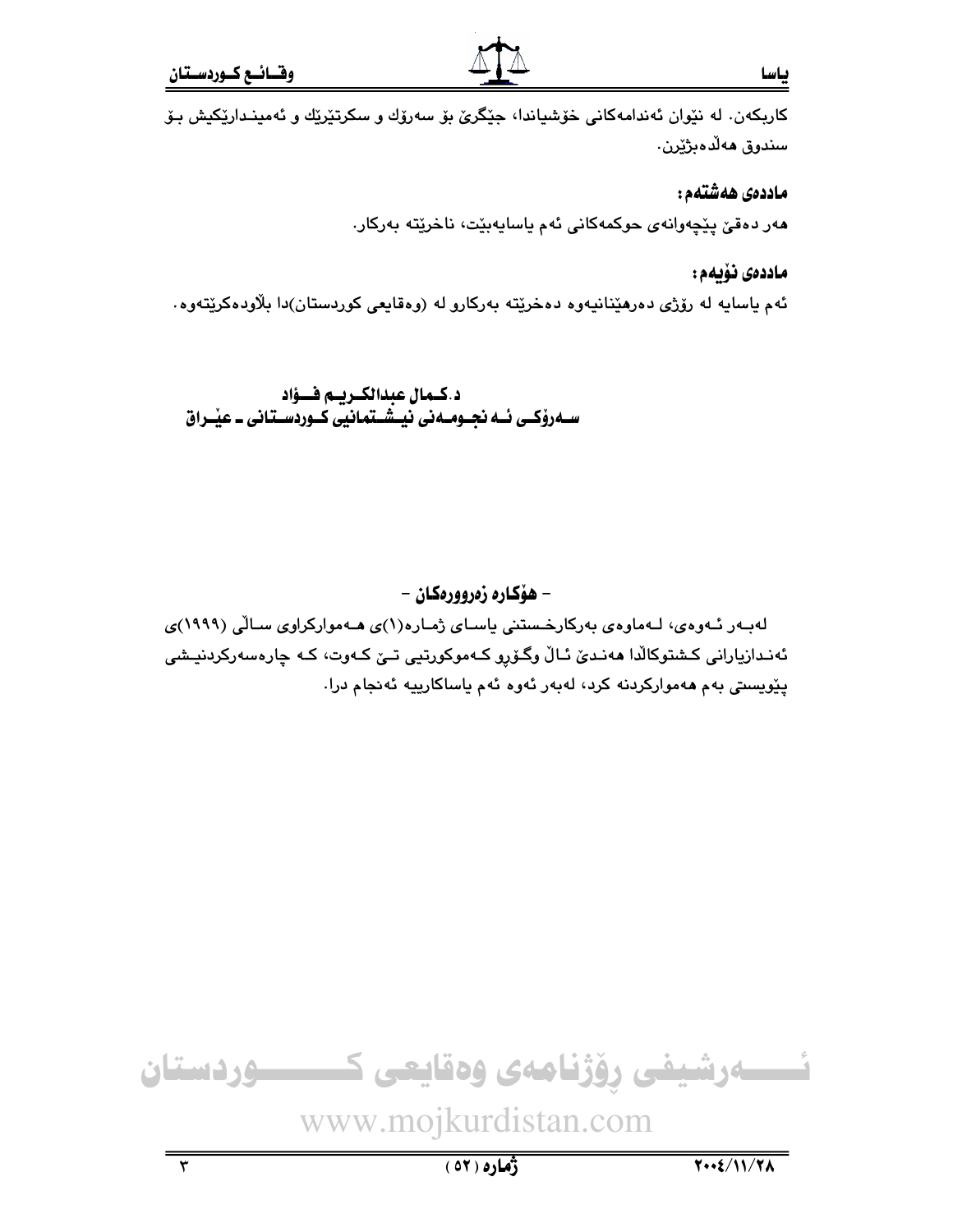کاربکەن. لە نێوان ئەندامەکانی خۆشیاندا، جێگرێ بۆ سەرۆك و سکرتێرێك و ئەمینـدارێکیش بـۆ سندوق هەڵدەبژێرن.

**ماددەی هەشتەم:**

هەر دەقێ پێچەوانەی حوکمەکانی ئەم یاسایەبێت، ناخرێتە بەرکار.

**ماددەی نۆیەم:**

ئەم یاسایە لە رۆژی دەرهێنانیەوە دەخرێتە بەرکارو لە (وەقایعی کوردستان)دا بڵاودەکرێتەوە.

**د.کـمال عبدالکـریـم فــؤاد**
**ســەرۆکـی ئــە نجـومــەنی نیــشـتمانیی کـوردســتانی ـ عێـراق**

**- هۆکارە زەروورەکان -**

لەبـەر ئـەوەی، لـەماوەی بەرکارخـستنی یاسـای ژمـارە(١)ی هـەموارکراوی سـاڵی (١٩٩٩)ی ئەنـدازیارانی کـشتوکاڵدا هەنـدێ ئـاڵ وگـۆڕو کـەموکورتیی تـێ کـەوت، کـە چارەسەرکردنیـشی پێویستی بەم هەموارکردنە کرد، لەبەر ئەوە ئەم یاساکارییە ئەنجام درا.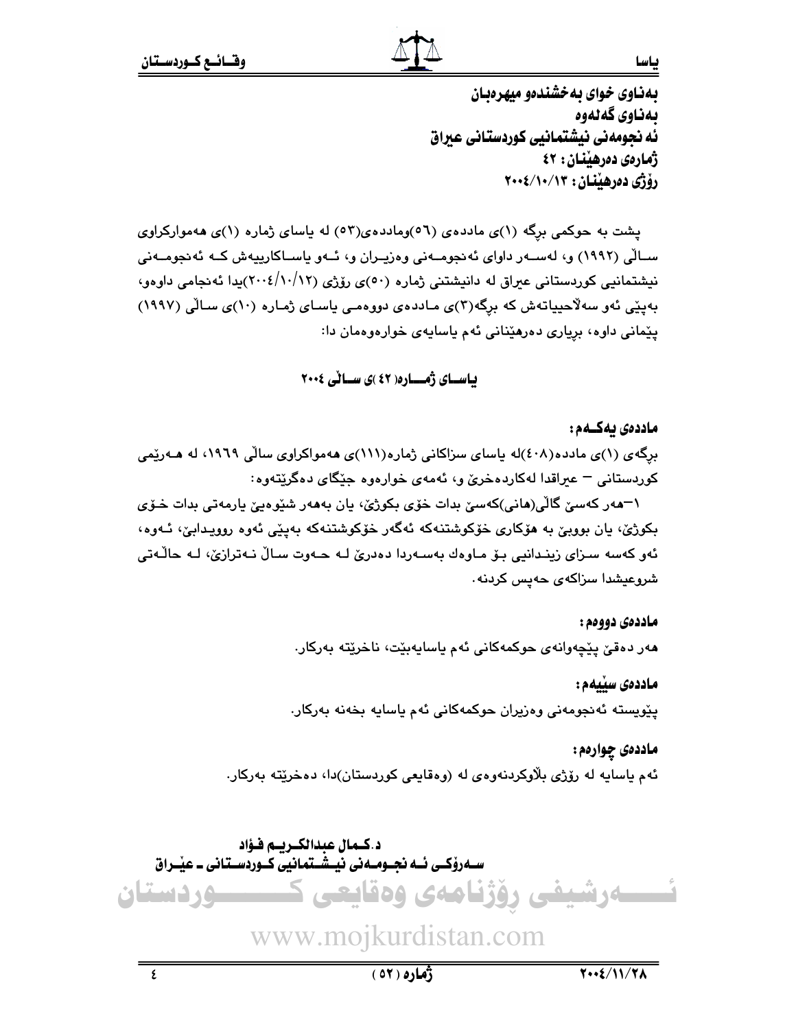**بەناوی خوای بەخشندەو میهرەبان**
**بەناوی گەلەوە**
**ئەنجومەنی نیشتمانیی کوردستانی عیراق**
**ژمارەی دەرهێنان : ٤٢**
**رۆژی دەرهێنان : ٢٠٠٤/١٠/١٣**

پشت بە حوکمی برگە (١)ی ماددەی (٥٦)وماددەی(٥٣) لە یاسای ژمارە (١)ی هەموارکراوی ساڵی (١٩٩٢) و، لەسەر داوای ئەنجومەنی وەزیران و، ئەو یاساکارییەش کە ئەنجومەنی نیشتمانیی کوردستانی عیراق لە دانیشتنی ژمارە (٥٠)ی رۆژی (٢٠٠٤/١٠/١٢)یدا ئەنجامی داوەو، بەپێی ئەو سەلاحیاتەش کە برگە(٣)ی ماددەی دووەمی یاسای ژمارە (١٠)ی ساڵی (١٩٩٧) پێمانی داوە، بریاری دەرهێنانی ئەم یاسایەی خوارەوەمان دا:

## یاسای ژمارە( ٤٢ )ی ساڵی ٢٠٠٤

**ماددەی یەکەم:**

برگەی (١)ی ماددە(٤٠٨)لە یاسای سزاکانی ژمارە(١١١)ی هەمواکراوی ساڵی ١٩٦٩، لە هەرێمی کوردستانی – عیراقدا لەکاردەخرێ و، ئەمەی خوارەوە جێگای دەگرێتەوە:

١–هەر کەسێ گاڵی(هانی)کەسێ بدات خۆی بکوژێ، یان بەهەر شێوەیێ یارمەتی بدات خۆی بکوژێ، یان بووبێ بە هۆکاری خۆکوشتنەکە ئەگەر خۆکوشتنەکە بەپێی ئەوە روویدابێ، ئەوە، ئەو کەسە سزای زیندانیی بۆ ماوەك بەسەردا دەدرێ لە حەوت ساڵ نەترازێ، لە حاڵەتی شروعیشدا سزاکەی حەپس کردنە.

**ماددەی دووەم:**

هەر دەقێ پێچەوانەی حوکمەکانی ئەم یاسایەبێت، ناخرێتە بەرکار.

**ماددەی سێیەم:**

پێویستە ئەنجومەنی وەزیران حوکمەکانی ئەم یاسایە بخەنە بەرکار.

**ماددەی چوارەم:**

ئەم یاسایە لە رۆژی بڵاوکردنەوەی لە (وەقایعی کوردستان)دا، دەخرێتە بەرکار.

**د.کمال عبدالکریم فؤاد**
**سەرۆکی ئەنجومەنی نیشتمانیی کوردستانی ـ عێراق**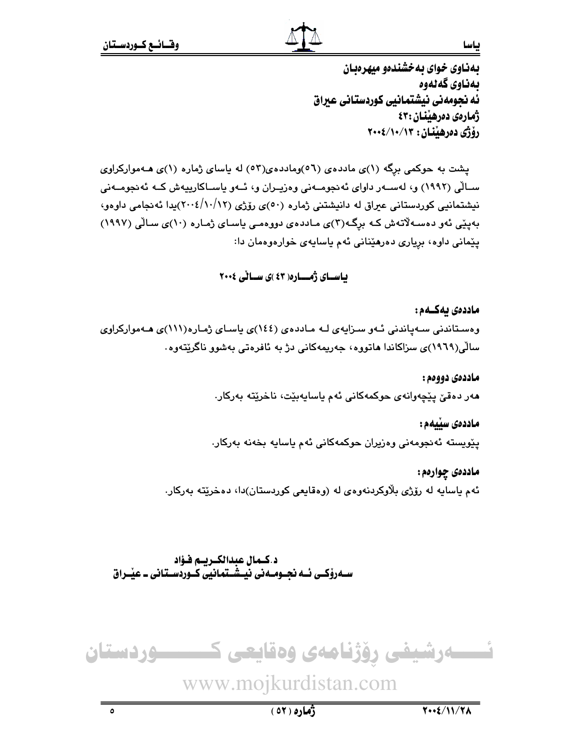بەناوی خوای بەخشندەو میهرەبان

بەناوی گەلەوە

ئەنجومەنی نیشتمانیی کوردستانی عیراق

ژمارەی دەرهێنان: ٤٣

ڕۆژی دەرهێنان: ٢٠٠٤/١٠/١٣

پشت بە حوکمی برگە (١)ی ماددەی (٥٦)وماددەی(٥٣) لە یاسای ژمارە (١)ی هەموارکراوی ساڵی (١٩٩٢) و، لەسەر داوای ئەنجومەنی وەزیران و، ئەو یاساکارییەش کە ئەنجومەنی نیشتمانیی کوردستانی عیراق لە دانیشتنی ژمارە (٥٠)ی رۆژی (٢٠٠٤/١٠/١٢)یدا ئەنجامی داوەو، بەپێی ئەو دەسەڵاتەش کە برگە(٣)ی ماددەی دووەمی یاسای ژمارە (١٠)ی ساڵی (١٩٩٧) پێمانی داوە، بریاری دەرهێنانی ئەم یاسایەی خوارەوەمان دا:

## یاسای ژمارە( ٤٣ )ی ساڵی ٢٠٠٤

**ماددەی یەکەم:**

وەستاندنی سەپاندنی ئەو سزایەی لە ماددەی (١٤٤)ی یاسای ژمارە(١١١)ی هەموارکراوی ساڵی(١٩٦٩)ی سزاکاندا هاتووە، جەریمەکانی دژ بە ئافرەتی بەشوو ناگرێتەوە.

**ماددەی دووەم:**

هەر دەقێ پێچەوانەی حوکمەکانی ئەم یاسایەبێت، ناخرێتە بەرکار.

**ماددەی سێیەم:**

پێویستە ئەنجومەنی وەزیران حوکمەکانی ئەم یاسایە بخەنە بەرکار.

**ماددەی چوارەم:**

ئەم یاسایە لە رۆژی بڵاوکردنەوەی لە (وەقایعی کوردستان)دا، دەخرێتە بەرکار.

**د.کمال عبدالكريم فؤاد**

**سەرۆکی ئەنجومەنی نیشتمانیی کوردستانی ـ عێراق**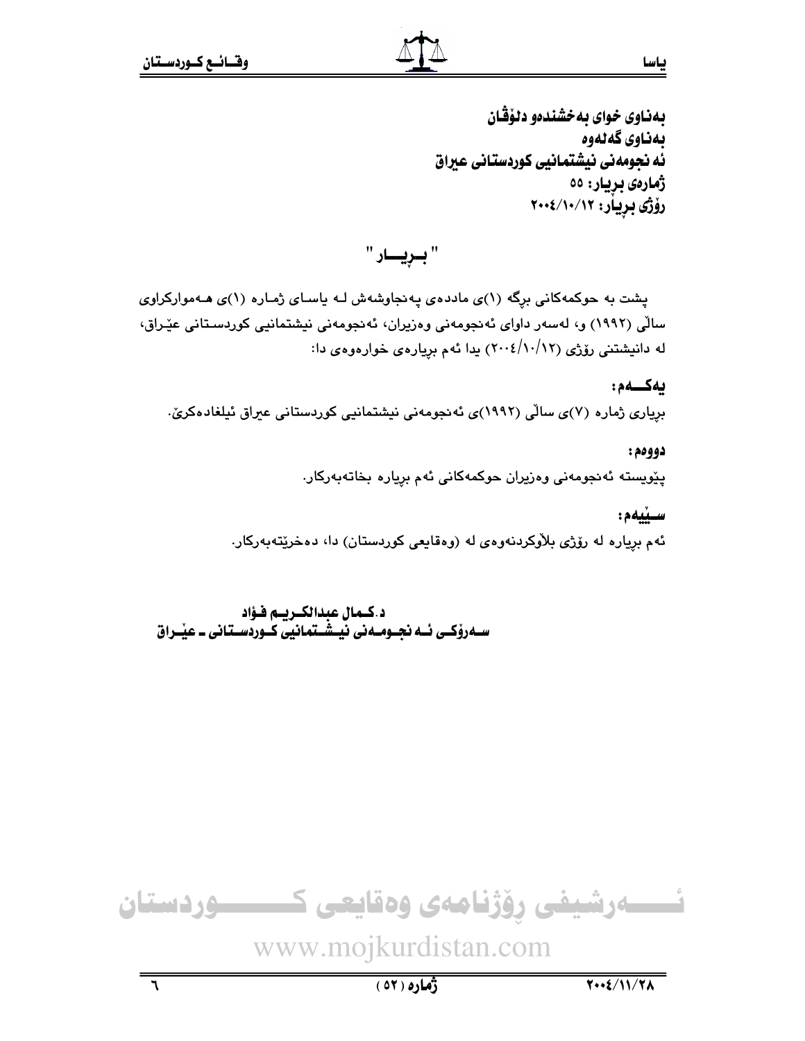**بەناوی خوای بەخشندەو دلۆڤان**
**بەناوی گەلەوە**
**ئەنجومەنی نیشتمانیی کوردستانی عیراق**
**ژمارەی بڕیار: ٥٥**
**ڕۆژی بڕیار: ٢٠٠٤/١٠/١٢**

## " بــڕیـــار "

پشت بە حوکمەکانی بڕگە (١)ی ماددەی پەنجاوشەش لـە یاسـای ژمـارە (١)ی هـەموارکراوی ساڵی (١٩٩٢) و، لەسەر داوای ئەنجومەنی وەزیران، ئەنجومەنی نیشتمانیی کوردسـتانی عێـراق، لە دانیشتنی ڕۆژی (٢٠٠٤/١٠/١٢) یدا ئەم بڕیارەی خوارەوەی دا:

**یەکـــەم:**

بڕیاری ژمارە (٧)ی ساڵی (١٩٩٢)ی ئەنجومەنی نیشتمانیی کوردستانی عیراق ئیلغادەکرێ.

**دووەم:**

پێویستە ئەنجومەنی وەزیران حوکمەکانی ئەم بڕیارە بخاتەبەرکار.

**سـێیەم:**

ئەم بڕیارە لە ڕۆژی بڵاوکردنەوەی لە (وەقایعی کوردستان) دا، دەخرێتەبەرکار.

**د.کـمال عبدالکـریـم فـؤاد**
**سـەرۆکـی ئـە نجـومـەنی نیـشـتمانیی کـوردسـتانی ـ عێـراق**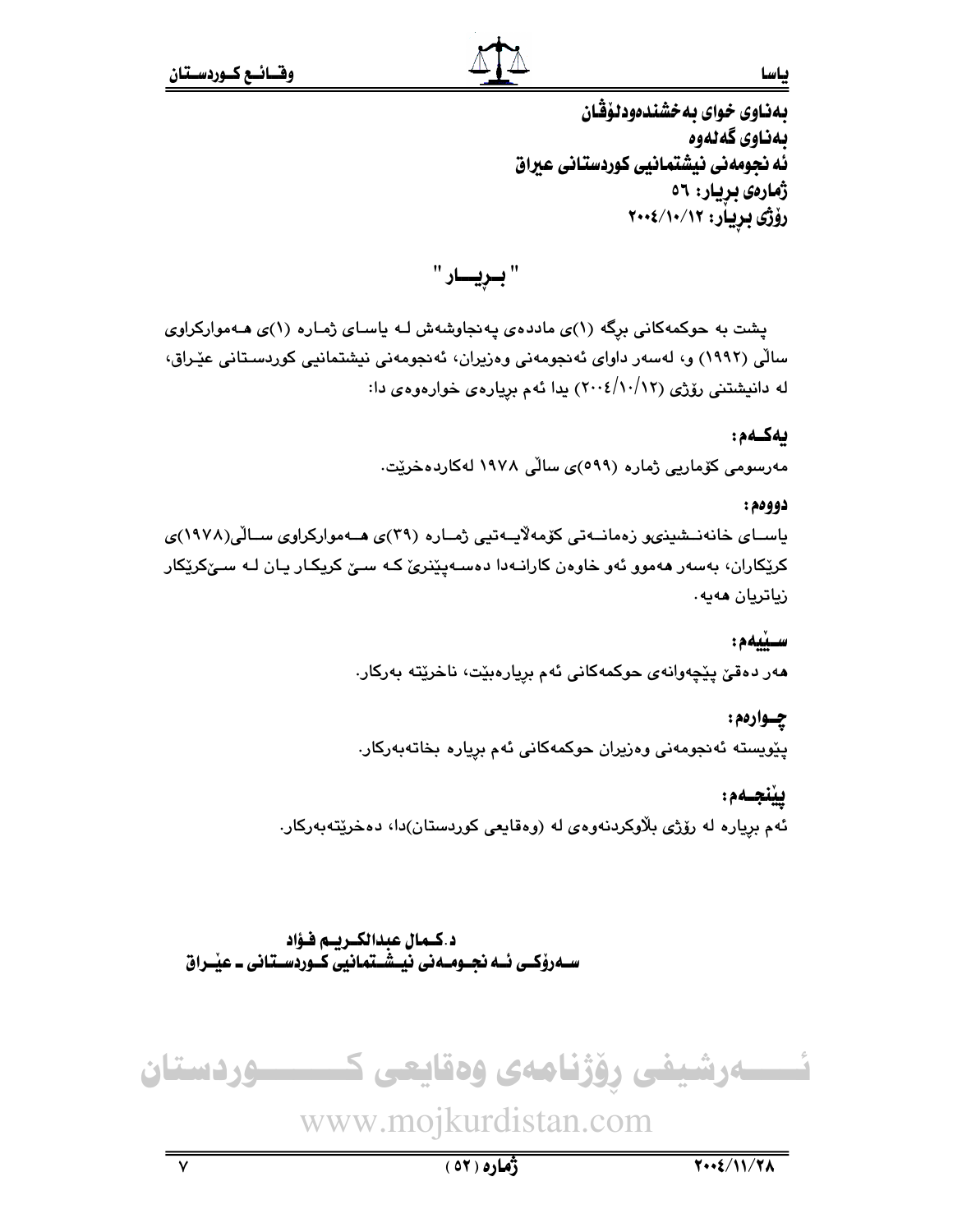بەناوی خوای بەخشندەودلۆڤان
بەناوی گەلەوە
ئەنجومەنی نیشتمانیی کوردستانی عیراق
ژمارەی بڕیار: ٥٦
رۆژی بڕیار: ٢٠٠٤/١٠/١٢

# " بــڕیـــار "

پشت بە حوکمەکانی بڕگە (١)ی ماددەی پەنجاوشەش لـە یاسـای ژمـارە (١)ی هـەموارکراوی ساڵی (١٩٩٢) و، لەسەر داوای ئەنجومەنی وەزیران، ئەنجومەنی نیشتمانیی کوردسـتانی عێـراق، لە دانیشتنی رۆژی (٢٠٠٤/١٠/١٢) یدا ئەم بڕیارەی خوارەوەی دا:

**یەکـەم:**

مەرسومی کۆماریی ژمارە (٥٩٩)ی ساڵی ١٩٧٨ لەکاردەخرێت.

**دووەم:**

یاسـای خانەنـشینیو زەمانـەتی کۆمەڵایـەتیی ژمـارە (٣٩)ی هـەموارکراوی سـاڵی(١٩٧٨)ی کرێکاران، بەسەر هەموو ئەو خاوەن کارانـەدا دەسـەپێنرێ کـە سـێ کریکـار یـان لـە سـێکرێکار زیاتریان هەیە.

**سـێیەم:**

هەر دەقێ پێچەوانەی حوکمەکانی ئەم بڕیارەبێت، ناخرێتە بەرکار.

**چـوارەم:**

پێویستە ئەنجومەنی وەزیران حوکمەکانی ئەم بڕیارە بخاتەبەرکار.

**پێنجـەم:**

ئەم بڕیارە لە رۆژی بڵاوکردنەوەی لە (وەقایعی کوردستان)دا، دەخرێتەبەرکار.

**د.کـمال عبدالکـریـم فـؤاد**
**سـەرۆکـی ئـەنجـومـەنی نیـشـتمانیی کـوردسـتانی ـ عێـراق**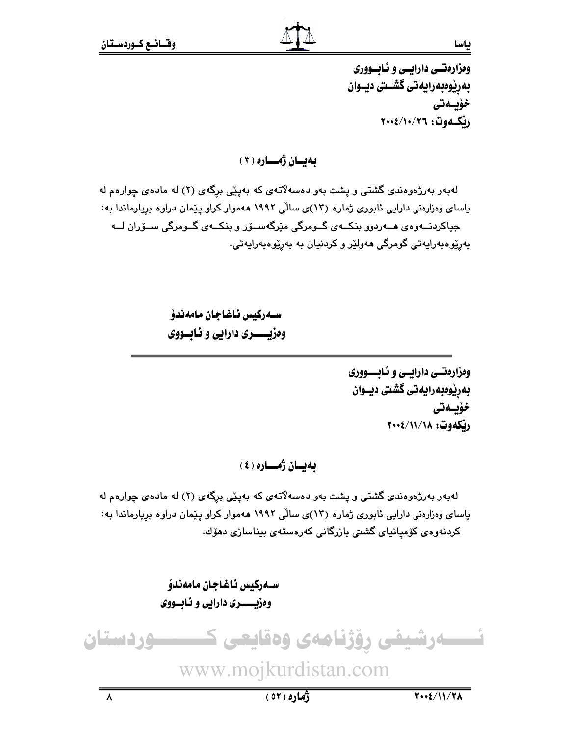وەزارەتـــی دارایـــی و ئـابـــووری
بەڕێوەبەرایەتی گشـــتی دیــوان
خۆیــەتی
ڕێکــەوت: ٢٠٠٤/١٠/٢٦

## بەیــان ژمـــارە (٣)

لەبەر بەرژەوەندی گشتی و پشت بەو دەسەڵاتەی کە بەپێی برگەی (٢) لە مادەی چوارەم لە یاسای وەزارەتی دارایی ئابوری ژمارە (١٣)ی ساڵی ١٩٩٢ هەموار کراو پێمان دراوە بریارماندا بە:
جیاکردنـــەوەی هـــەردوو بنکـــەی گـــومرگی مێرگەســـۆر و بنکـــەی گـــومرگی ســـۆران لـــە بەڕێوەبەرایەتی گومرگی هەولێر و کردنیان بە بەڕێوەبەرایەتی.

**ســەرکیس ئـاغـاجـان مـامەندۆ**
**وەزیـــــری دارایی و ئـابــووی**

---

وەزارەتـــی دارایـــی و ئـابـــووری
بەڕێوەبەرایەتی گشتی دیــوان
خۆیــەتی
ڕێکەوت: ٢٠٠٤/١١/١٨

## بەیــان ژمـــارە (٤)

لەبەر بەرژەوەندی گشتی و پشت بەو دەسەڵاتەی کە بەپێی برگەی (٢) لە مادەی چوارەم لە یاسای وەزارەتی دارایی ئابوری ژمارە (١٣)ی ساڵی ١٩٩٢ هەموار کراو پێمان دراوە بریارماندا بە:
کردنەوەی کۆمپانیای گشتی بازرگانی کەرەستەی بیناسازی دهۆك.

**ســەرکیس ئـاغـاجـان مـامەندۆ**
**وەزیـــــری دارایی و ئـابــووی**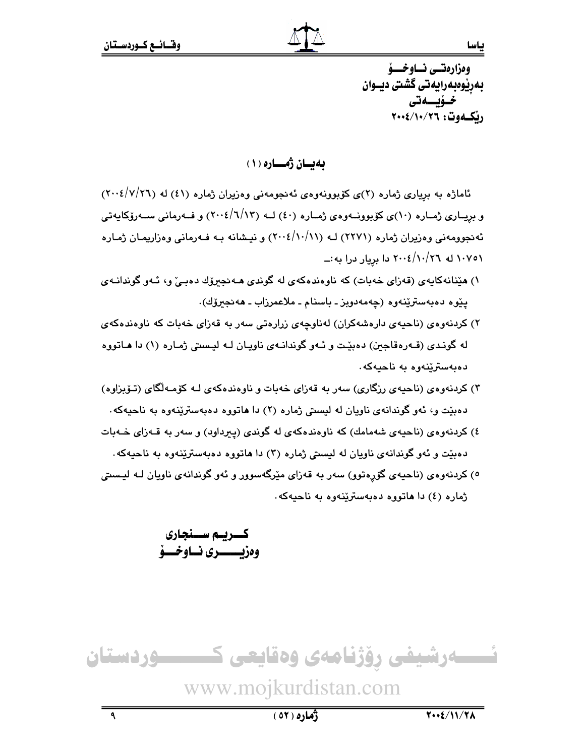وەزارەتی ناوخۆ
بەڕێوەبەرایەتی گشتی دیوان
خۆیەتی
ڕێکەوت: ٢٠٠٤/١٠/٢٦

## بەیان ژمارە (١)

ئاماژە بە بڕیاری ژمارە (٢)ی کۆبوونەوەی ئەنجومەنی وەزیران ژمارە (٤١) لە (٢٠٠٤/٧/٢٦) و بڕیاری ژمارە (١٠)ی کۆبوونەوەی ژمارە (٤٠) لە (٢٠٠٤/٦/١٣) و فەرمانی سەرۆکایەتی ئەنجومەنی وەزیران ژمارە (٢٢٧١) لە (٢٠٠٤/١٠/١١) و نیشانە بە فەرمانی وەزاریمان ژمارە ١٠٧٥١ لە ٢٠٠٤/١٠/٢٦ دا بڕیار درا بە:ـ

١) هێنانەکایەی (قەزای خەبات) کە ناوەندەکەی لە گوندی هەنجیرۆك دەبێ و، ئەو گوندانەی پێوە دەبەسترێنەوە (چەمەدویز ـ باسنام ـ ملاعمرزاب ـ هەنجیرۆك).
٢) کردنەوەی (ناحیەی دارەشەکران) لەناوچەی زرارەتی سەر بە قەزای خەبات کە ناوەندەکەی لە گوندی (قەرەقاجین) دەبێت و ئەو گوندانەی ناویان لە لیستی ژمارە (١) دا هاتووە دەبەسترێنەوە بە ناحیەکە.
٣) کردنەوەی (ناحیەی ڕزگاری) سەر بە قەزای خەبات و ناوەندەکەی لە کۆمەڵگای (تۆبزاوە) دەبێت و، ئەو گوندانەی ناویان لە لیستی ژمارە (٢) دا هاتووە دەبەسترێنەوە بە ناحیەکە.
٤) کردنەوەی (ناحیەی شەمامك) کە ناوەندەکەی لە گوندی (پیرداود) و سەر بە قەزای خەبات دەبێت و ئەو گوندانەی ناویان لە لیستی ژمارە (٣) دا هاتووە دەبەسترێنەوە بە ناحیەکە.
٥) کردنەوەی (ناحیەی گۆڕەتوو) سەر بە قەزای مێرگەسوور و ئەو گوندانەی ناویان لە لیستی ژمارە (٤) دا هاتووە دەبەسترێنەوە بە ناحیەکە.

**کریم سنجاری**
**وەزیری ناوخۆ**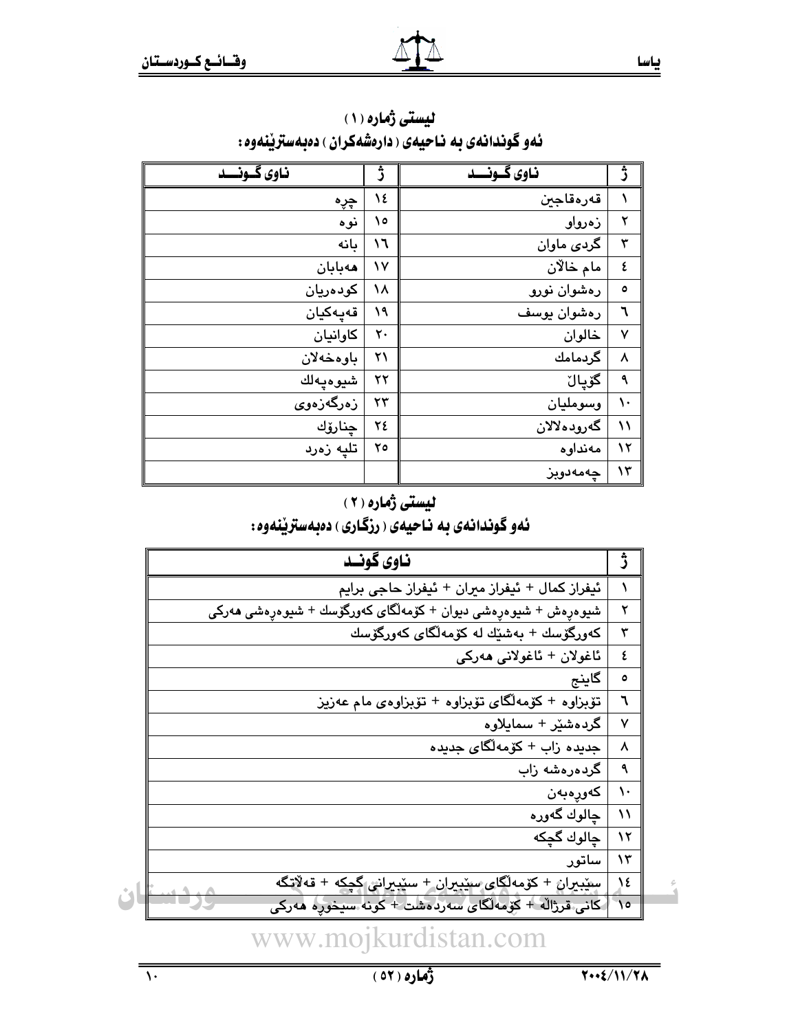**لیستی ژمارە (١)**

**ئەو گوندانەی بە ناحیەی (دارەشەکران) دەبەسترێنەوە:**

| ژ | ناوی گوند | ژ | ناوی گوند |
|---|---|---|---|
| ١ | قەرەقاجین | ١٤ | چڕە |
| ٢ | زەرواو | ١٥ | نوە |
| ٣ | گردی ماوان | ١٦ | بانە |
| ٤ | مام خالان | ١٧ | هەبابان |
| ٥ | رەشوان نورو | ١٨ | کودەریان |
| ٦ | رەشوان یوسف | ١٩ | قەپەکیان |
| ٧ | خالوان | ٢٠ | کاوانیان |
| ٨ | گردمامك | ٢١ | باوەخەلان |
| ٩ | گۆپاڵ | ٢٢ | شیوەپەلك |
| ١٠ | وسوملیان | ٢٣ | زەرگەزەوی |
| ١١ | گەرودەلالان | ٢٤ | چنارۆك |
| ١٢ | مەنداوە | ٢٥ | تلپە زەرد |
| ١٣ | چەمەدویز | | |

**لیستی ژمارە (٢)**

**ئەو گوندانەی بە ناحیەی (رزگاری) دەبەسترێنەوە:**

| ژ | ناوی گوند |
|---|---|
| ١ | ئیفراز کمال + ئیفراز میران + ئیفراز حاجی برایم |
| ٢ | شیوەرەش + شیوەرەشی دیوان + کۆمەڵگای کەورگۆسك + شیوەرەشی هەرکی |
| ٣ | کەورگۆسك + بەشێك لە کۆمەڵگای کەورگۆسك |
| ٤ | ئاغولان + ئاغولانی هەرکی |
| ٥ | گاینج |
| ٦ | تۆبزاوە + کۆمەڵگای تۆبزاوە + تۆبزاوەی مام عەزیز |
| ٧ | گردەشێر + سمایلاوە |
| ٨ | جدیدە زاب + کۆمەڵگای جدیدە |
| ٩ | گردەرەشە زاب |
| ١٠ | کەورەبەن |
| ١١ | چالوك گەورە |
| ١٢ | چالوك گچکە |
| ١٣ | ساتور |
| ١٤ | سێبیران + کۆمەڵگای سێبیران + سێبیرانی گچکە + قەڵاتگە |
| ١٥ | کانی قرژاڵە + کۆمەڵگای سەردەشت + کونە سیخوڕە هەرکی |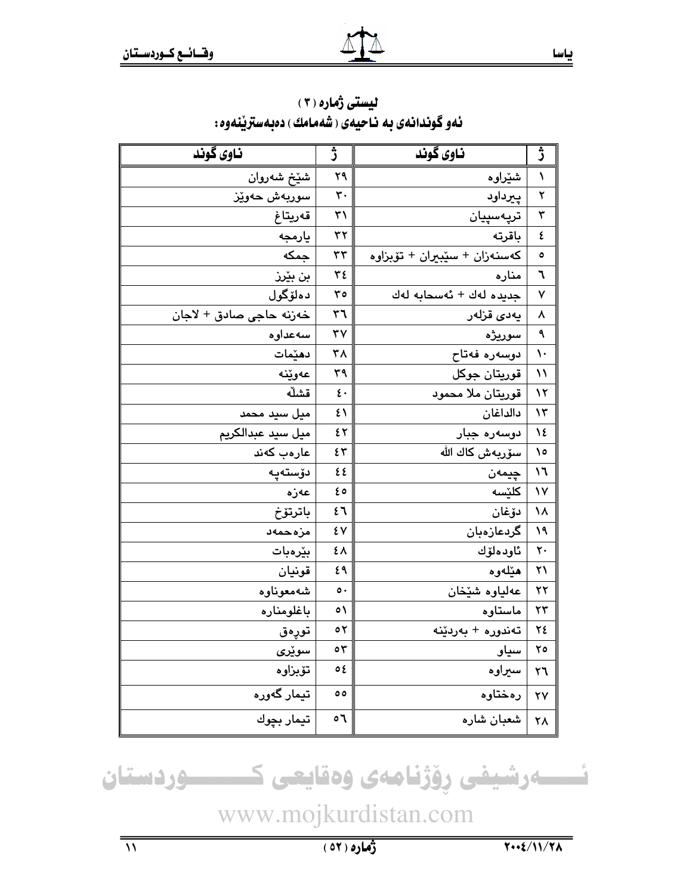**لیستی ژمارە (٣)**

**ئەو گوندانەی بە ناحیەی (شەمامك) دەبەسترێنەوە:**

| ناوی گوند | ژ | ناوی گوند | ژ |
|---|---|---|---|
| شێخ شەروان | ٢٩ | شێراوە | ١ |
| سوربەش حەوێز | ٣٠ | پیرداود | ٢ |
| قەریتاغ | ٣١ | ترپەسپیان | ٣ |
| یارمجە | ٣٢ | باقرتە | ٤ |
| جمکە | ٣٣ | کەسنەزان + سێبیران + تۆبزاوە | ٥ |
| بن بێرز | ٣٤ | منارە | ٦ |
| دەلۆگول | ٣٥ | جدیدە لەك + ئەسحابە لەك | ٧ |
| خەزنە حاجی صادق + لاجان | ٣٦ | یەدی قزلەر | ٨ |
| سەعداوە | ٣٧ | سوریژە | ٩ |
| دهێمات | ٣٨ | دوسەرە فەتاح | ١٠ |
| عەوێنە | ٣٩ | قوریتان جوكل | ١١ |
| قشڵە | ٤٠ | قوریتان ملا محمود | ١٢ |
| میل سید محمد | ٤١ | دالداغان | ١٣ |
| میل سید عبدالکریم | ٤٢ | دوسەرە جبار | ١٤ |
| عارەب کەند | ٤٣ | سۆربەش کاك الله | ١٥ |
| دۆستەپە | ٤٤ | چیمەن | ١٦ |
| عەزە | ٤٥ | کلێسە | ١٧ |
| باترتۆخ | ٤٦ | دۆغان | ١٨ |
| مزەحمەد | ٤٧ | گردعازەبان | ١٩ |
| بێرەبات | ٤٨ | ئاودەلۆك | ٢٠ |
| قونیان | ٤٩ | هێلەوە | ٢١ |
| شەمعوناوە | ٥٠ | عەلیاوە شێخان | ٢٢ |
| باغلومنارە | ٥١ | ماستاوە | ٢٣ |
| تورەق | ٥٢ | تەندورە + بەردێنە | ٢٤ |
| سوێری | ٥٣ | سیاو | ٢٥ |
| تۆبزاوە | ٥٤ | سیراوە | ٢٦ |
| تیمار گەورە | ٥٥ | رەختاوە | ٢٧ |
| تیمار بچوك | ٥٦ | شعبان شارە | ٢٨ |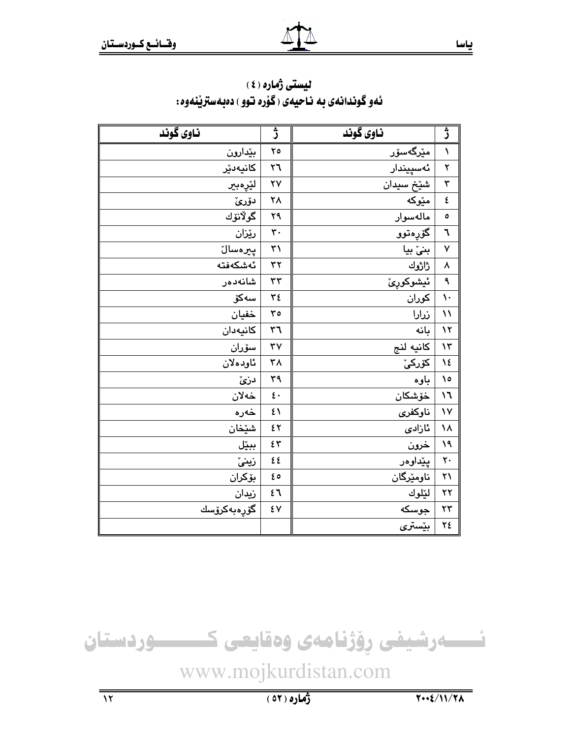## لیستی ژماره (٤)
## ئەو گوندانەی بە ناحیەی (گۆرە توو) دەبەسترێنەوە:

| ژ | ناوی گوند | ژ | ناوی گوند |
|---|---|---|---|
| ١ | مێرگەسۆر | ٢٥ | بێدارون |
| ٢ | ئەسپیندار | ٢٦ | کانیەدێر |
| ٣ | شێخ سیدان | ٢٧ | لێرەبیر |
| ٤ | مێوکە | ٢٨ | دۆرێ |
| ٥ | مالەسوار | ٢٩ | گولانۆك |
| ٦ | گۆرەتوو | ٣٠ | رێزان |
| ٧ | بنێ بیا | ٣١ | پیرەسالێ |
| ٨ | ژاژوك | ٣٢ | ئەشکەفتە |
| ٩ | ئیشوکورێ | ٣٣ | شانەدەر |
| ١٠ | کوران | ٣٤ | سەکۆ |
| ١١ | زرارا | ٣٥ | خفیان |
| ١٢ | بانە | ٣٦ | کانیەدان |
| ١٣ | کانیە لنج | ٣٧ | سۆران |
| ١٤ | کۆرکێ | ٣٨ | ئاودەلان |
| ١٥ | باوە | ٣٩ | دزێ |
| ١٦ | خۆشکان | ٤٠ | خەلان |
| ١٧ | ناوکفری | ٤١ | خەرە |
| ١٨ | ئازادی | ٤٢ | شێخان |
| ١٩ | خرون | ٤٣ | ببێل |
| ٢٠ | پێداوەر | ٤٤ | زینێ |
| ٢١ | ناومێرگان | ٤٥ | بۆکران |
| ٢٢ | لێلوك | ٤٦ | زیدان |
| ٢٣ | جوسکە | ٤٧ | گۆرەبەکرۆسك |
| ٢٤ | بێستری | | |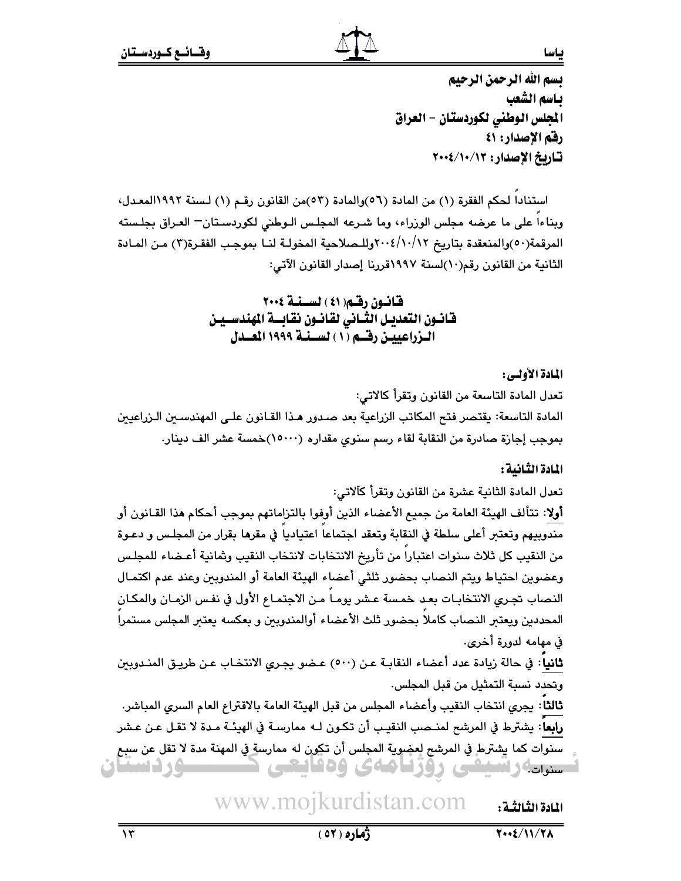بسم الله الرحمن الرحيم
باسم الشعب
المجلس الوطني لكوردستان – العراق
رقم الإصدار: ٤١
تاريخ الإصدار: ٢٠٠٤/١٠/١٣

استناداً لحكم الفقرة (١) من المادة (٥٦)والمادة (٥٣)من القانون رقم (١) لسنة ١٩٩٢المعدل، وبناءاً على ما عرضه مجلس الوزراء، وما شرعه المجلس الوطني لكوردستان– العراق بجلسته المرقمة(٥٠)والمنعقدة بتاريخ ٢٠٠٤/١٠/١٢وللصلاحية المخولة لنا بموجب الفقرة(٣) من المادة الثانية من القانون رقم(١٠)لسنة ١٩٩٧قررنا إصدار القانون الآتي:

## قانون رقم( ٤١ ) لسنة ٢٠٠٤
## قانون التعديل الثاني لقانون نقابة المهندسين الزراعيين رقم ( ١ ) لسنة ١٩٩٩ المعدل

**المادة الأولى:**

تعدل المادة التاسعة من القانون وتقرأ كالاتي:

المادة التاسعة: يقتصر فتح المكاتب الزراعية بعد صدور هذا القانون على المهندسين الزراعيين بموجب إجازة صادرة من النقابة لقاء رسم سنوي مقداره (١٥٠٠٠)خمسة عشر الف دينار.

**المادة الثانية:**

تعدل المادة الثانية عشرة من القانون وتقرأ كآلاتي:

**أولا**: تتألف الهيئة العامة من جميع الأعضاء الذين أوفوا بالتزاماتهم بموجب أحكام هذا القانون أو مندوبيهم وتعتبر أعلى سلطة في النقابة وتعقد اجتماعاً اعتيادياً في مقرها بقرار من المجلس و دعوة من النقيب كل ثلاث سنوات اعتباراً من تأريخ الانتخابات لانتخاب النقيب وثمانية أعضاء للمجلس وعضوين احتياط ويتم النصاب بحضور ثلثي أعضاء الهيئة العامة أو المندوبين وعند عدم اكتمال النصاب تجري الانتخابات بعد خمسة عشر يوماً من الاجتماع الأول في نفس الزمان والمكان المحددين ويعتبر النصاب كاملاً بحضور ثلث الأعضاء أوالمندوبين و بعكسه يعتبر المجلس مستمراً في مهامه لدورة أخرى.

**ثانياً**: في حالة زيادة عدد أعضاء النقابة عن (٥٠٠) عضو يجري الانتخاب عن طريق المندوبين وتحدد نسبة التمثيل من قبل المجلس.

**ثالثاً**: يجري انتخاب النقيب وأعضاء المجلس من قبل الهيئة العامة بالاقتراع العام السري المباشر.

**رابعاً**: يشترط في المرشح لمنصب النقيب أن تكون له ممارسة في الهيئة مدة لا تقل عن عشر سنوات كما يشترط في المرشح لعضوية المجلس أن تكون له ممارسة في المهنة مدة لا تقل عن سبع سنوات.

**المادة الثالثة:**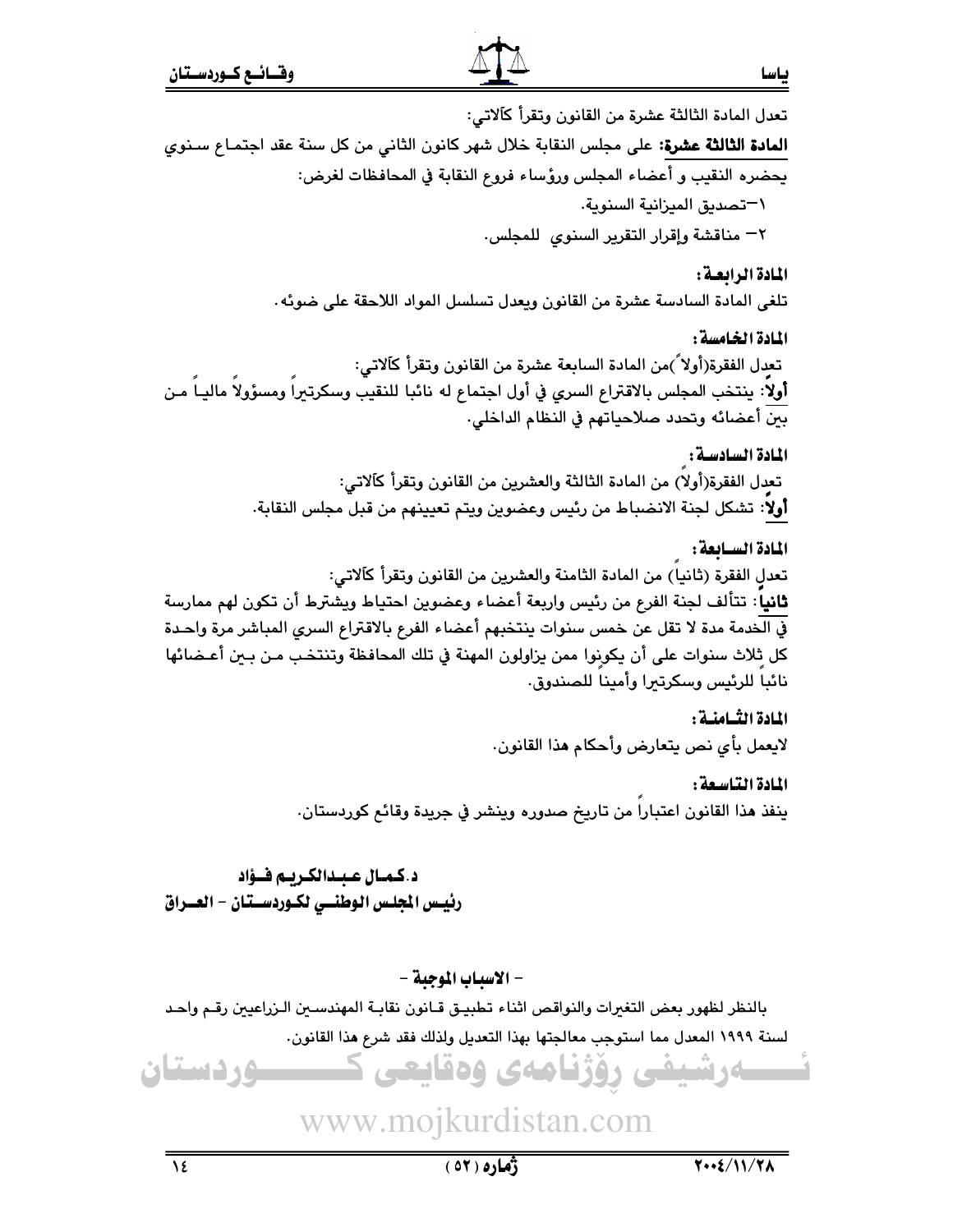تعدل المادة الثالثة عشرة من القانون وتقرأ كآلاتي:

**المادة الثالثة عشرة:** على مجلس النقابة خلال شهر كانون الثاني من كل سنة عقد اجتماع سنوي يحضره النقيب و أعضاء المجلس ورؤساء فروع النقابة في المحافظات لغرض:

١–تصديق الميزانية السنوية.

٢– مناقشة وإقرار التقرير السنوي للمجلس.

**المادة الرابعة:**

تلغى المادة السادسة عشرة من القانون ويعدل تسلسل المواد اللاحقة على ضوئه.

**المادة الخامسة:**

تعدل الفقرة(أولاً)من المادة السابعة عشرة من القانون وتقرأ كآلاتي:

**أولاً:** ينتخب المجلس بالاقتراع السري في أول اجتماع له نائبا للنقيب وسكرتيراً ومسؤولاً مالياً من بين أعضائه وتحدد صلاحياتهم في النظام الداخلي.

**المادة السادسة:**

تعدل الفقرة(أولاً) من المادة الثالثة والعشرين من القانون وتقرأ كآلاتي:

**أولاً:** تشكل لجنة الانضباط من رئيس وعضوين ويتم تعيينهم من قبل مجلس النقابة.

**المادة السابعة:**

تعدل الفقرة (ثانياً) من المادة الثامنة والعشرين من القانون وتقرأ كآلاتي:

**ثانياً:** تتألف لجنة الفرع من رئيس واربعة أعضاء وعضوين احتياط ويشترط أن تكون لهم ممارسة في الخدمة مدة لا تقل عن خمس سنوات ينتخبهم أعضاء الفرع بالاقتراع السري المباشر مرة واحدة كل ثلاث سنوات على أن يكونوا ممن يزاولون المهنة في تلك المحافظة وتنتخب من بين أعضائها نائباً للرئيس وسكرتيرا وأميناً للصندوق.

**المادة الثامنة:**

لايعمل بأي نص يتعارض وأحكام هذا القانون.

**المادة التاسعة:**

ينفذ هذا القانون اعتباراً من تاريخ صدوره وينشر في جريدة وقائع كوردستان.

**د.كمال عبدالكريم فؤاد**
**رئيس المجلس الوطني لكوردستان – العراق**

**– الاسباب الموجبة –**

بالنظر لظهور بعض التغيرات والنواقص اثناء تطبيق قانون نقابة المهندسين الزراعيين رقم واحد لسنة ١٩٩٩ المعدل مما استوجب معالجتها بهذا التعديل ولذلك فقد شرع هذا القانون.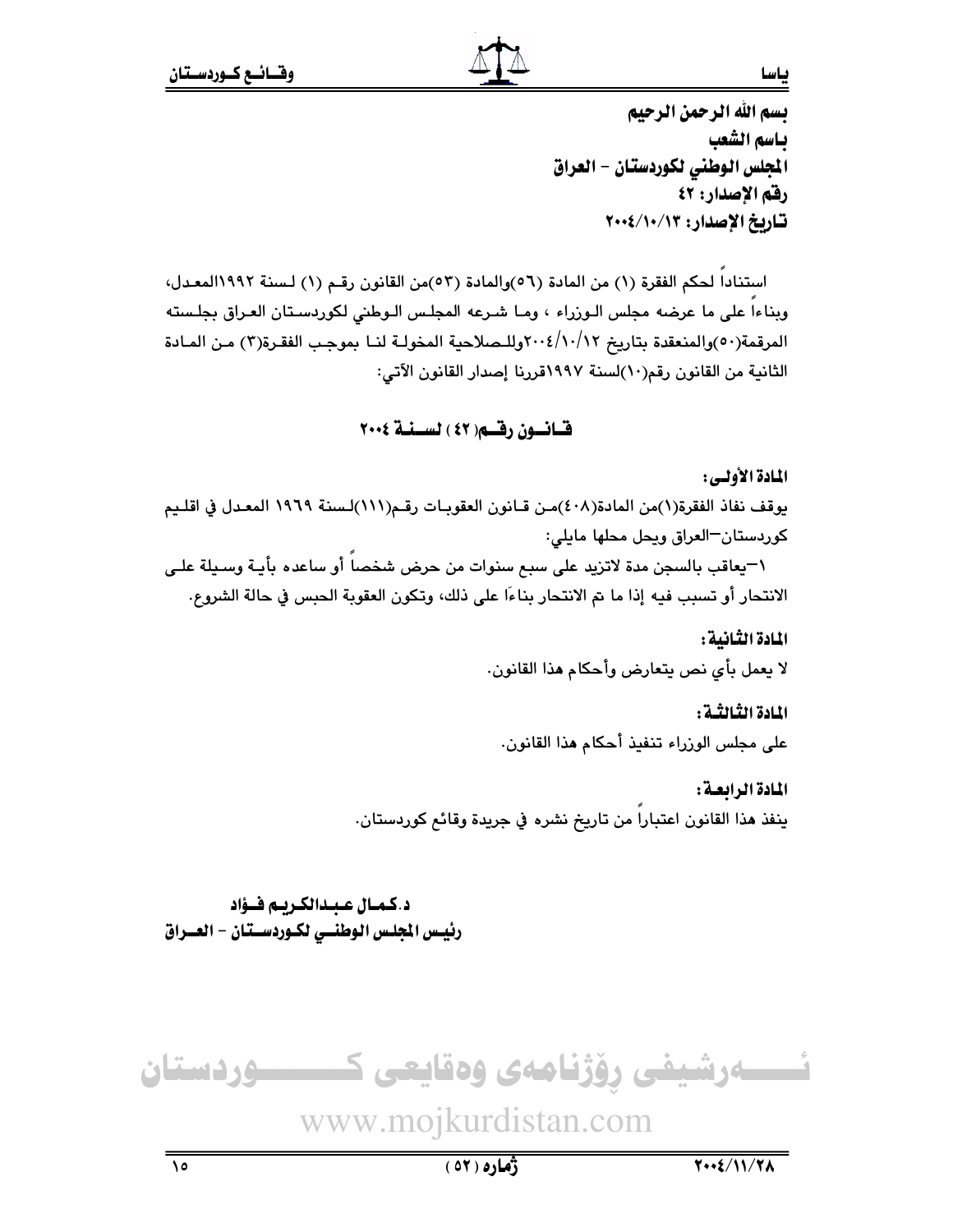**بسم الله الرحمن الرحيم**
**باسم الشعب**
**المجلس الوطني لكوردستان – العراق**
**رقم الإصدار: ٤٢**
**تاريخ الإصدار: ٢٠٠٤/١٠/١٣**

استناداً لحكم الفقرة (١) من المادة (٥٦)والمادة (٥٣)من القانون رقم (١) لسنة ١٩٩٢المعدل، وبناءاً على ما عرضه مجلس الوزراء ، وما شرعه المجلس الوطني لكوردستان العراق بجلسته المرقمة(٥٠)والمنعقدة بتاريخ ٢٠٠٤/١٠/١٢وللصلاحية المخولة لنا بموجب الفقرة(٣) من المادة الثانية من القانون رقم(١٠)لسنة ١٩٩٧قررنا إصدار القانون الآتي:

## قانون رقم( ٤٢ ) لسنة ٢٠٠٤

**المادة الأولى:**

يوقف نفاذ الفقرة(١)من المادة(٤٠٨)من قانون العقوبات رقم(١١١)لسنة ١٩٦٩ المعدل في اقليم كوردستان–العراق ويحل محلها مايلي:

١–يعاقب بالسجن مدة لاتزيد على سبع سنوات من حرض شخصاً أو ساعده بأية وسيلة على الانتحار أو تسبب فيه إذا ما تم الانتحار بناءًا على ذلك، وتكون العقوبة الحبس في حالة الشروع.

**المادة الثانية:**

لا يعمل بأي نص يتعارض وأحكام هذا القانون.

**المادة الثالثة:**

على مجلس الوزراء تنفيذ أحكام هذا القانون.

**المادة الرابعة:**

ينفذ هذا القانون اعتباراً من تاريخ نشره في جريدة وقائع كوردستان.

**د.كمال عبدالكريم فؤاد**
**رئيس المجلس الوطني لكوردستان – العراق**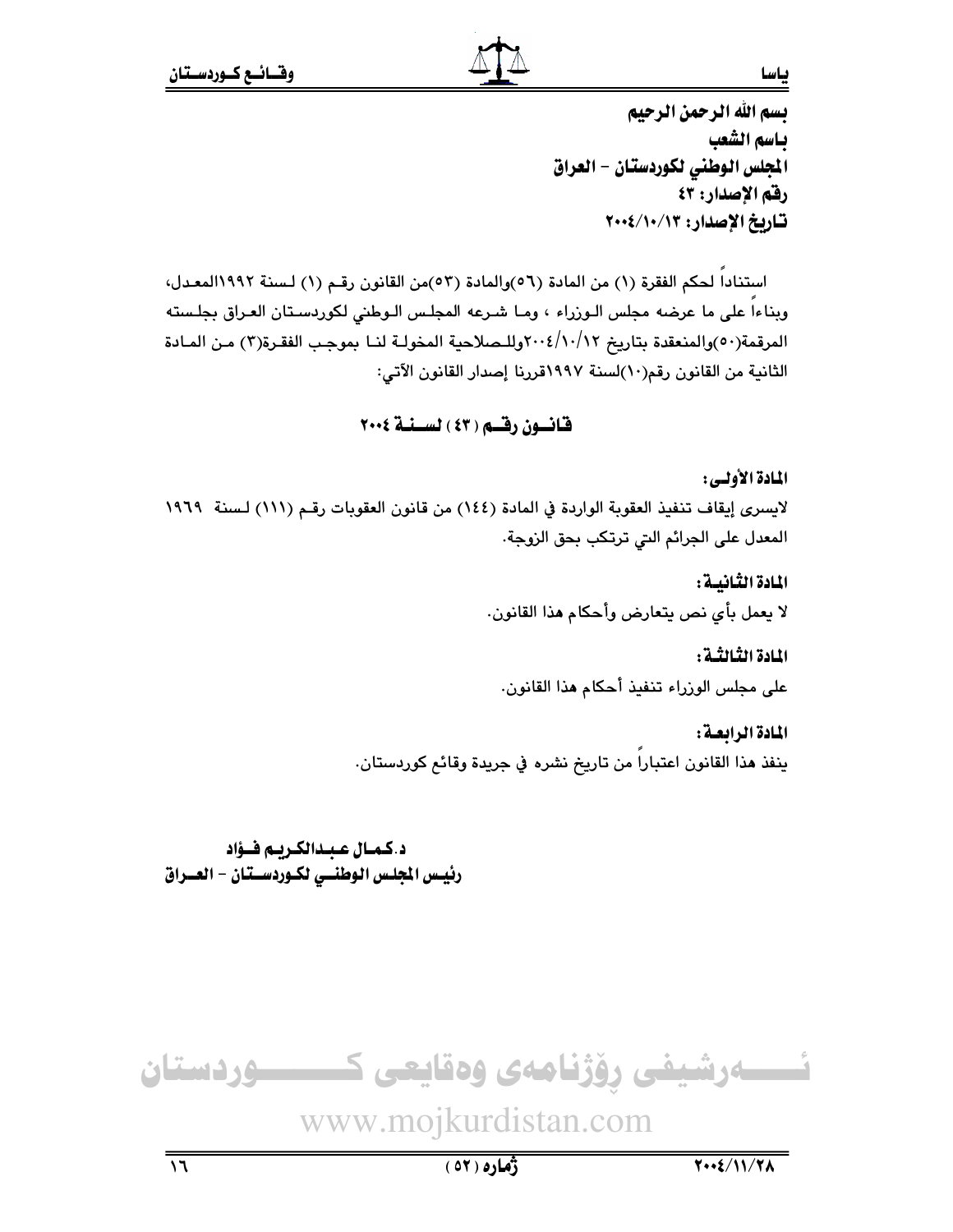بسم الله الرحمن الرحيم

باسم الشعب

المجلس الوطني لكوردستان – العراق

رقم الإصدار: ٤٣

تاريخ الإصدار: ٢٠٠٤/١٠/١٣

استناداً لحكم الفقرة (١) من المادة (٥٦)والمادة (٥٣)من القانون رقم (١) لسنة ١٩٩٢المعدل، وبناءاً على ما عرضه مجلس الوزراء ، وما شرعه المجلس الوطني لكوردستان العراق بجلسته المرقمة(٥٠)والمنعقدة بتاريخ ٢٠٠٤/١٠/١٢وللصلاحية المخولة لنا بموجب الفقرة(٣) من المادة الثانية من القانون رقم(١٠)لسنة ١٩٩٧قررنا إصدار القانون الآتي:

## قانون رقم (٤٣) لسنة ٢٠٠٤

**المادة الأولى:**

لايسرى إيقاف تنفيذ العقوبة الواردة في المادة (١٤٤) من قانون العقوبات رقم (١١١) لسنة ١٩٦٩ المعدل على الجرائم التي ترتكب بحق الزوجة.

**المادة الثانية:**

لا يعمل بأي نص يتعارض وأحكام هذا القانون.

**المادة الثالثة:**

على مجلس الوزراء تنفيذ أحكام هذا القانون.

**المادة الرابعة:**

ينفذ هذا القانون اعتباراً من تاريخ نشره في جريدة وقائع كوردستان.

**د.كمال عبدالكريم فؤاد**

**رئيس المجلس الوطني لكوردستان – العراق**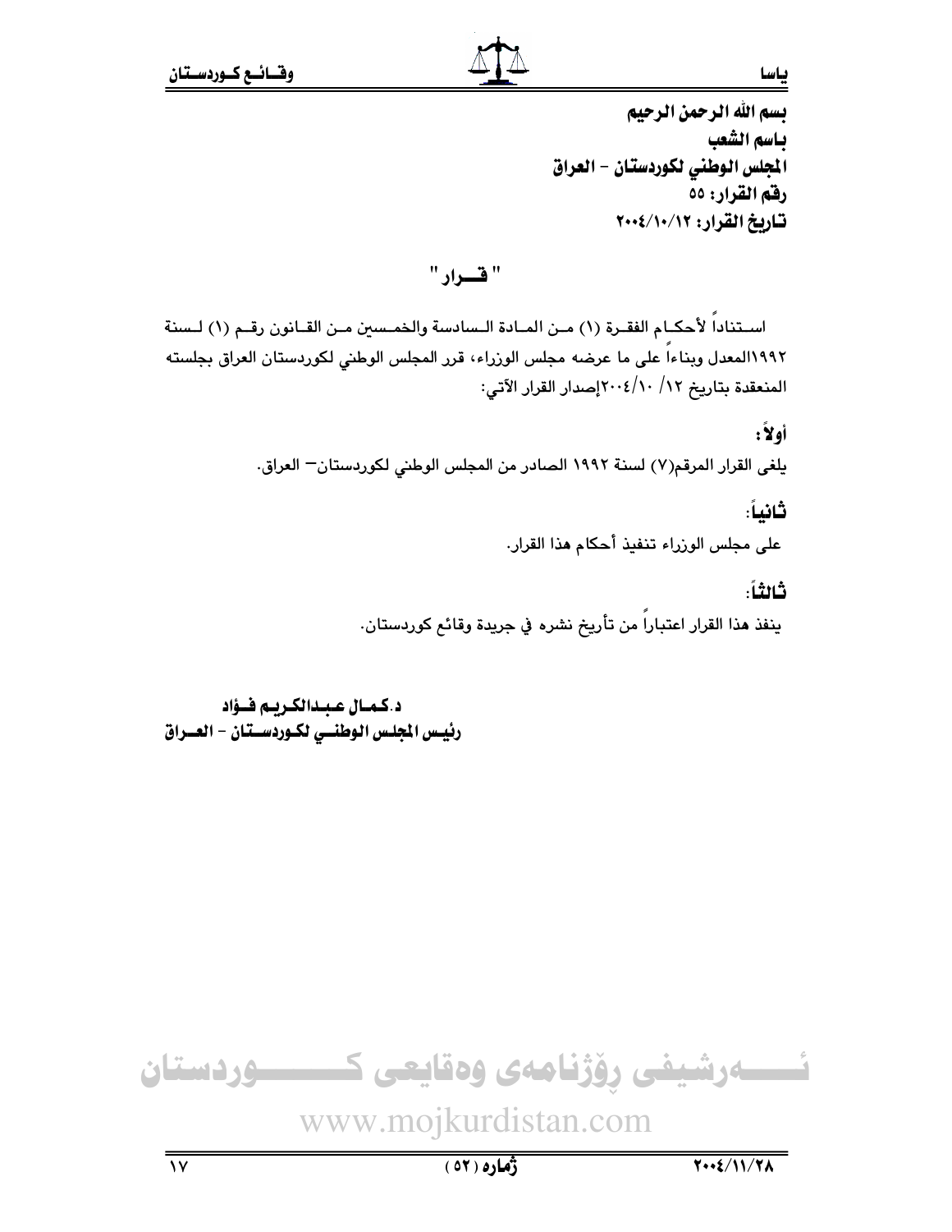**بسم الله الرحمن الرحيم**
**باسم الشعب**
**المجلس الوطني لكوردستان – العراق**
**رقم القرار: ٥٥**
**تاريخ القرار: ٢٠٠٤/١٠/١٢**

## " قــــرار "

اسـتناداً لأحكـام الفقـرة (١) مـن المـادة الـسادسة والخمـسين مـن القـانون رقـم (١) لـسنة ١٩٩٢المعدل وبناءاً على ما عرضه مجلس الوزراء، قرر المجلس الوطني لكوردستان العراق بجلسته المنعقدة بتاريخ ١٢/ ٢٠٠٤/١٠إصدار القرار الآتي:

**أولاً:**

يلغى القرار المرقم(٧) لسنة ١٩٩٢ الصادر من المجلس الوطني لكوردستان– العراق.

**ثانياً:**

على مجلس الوزراء تنفيذ أحكام هذا القرار.

**ثالثاً:**

ينفذ هذا القرار اعتباراً من تأريخ نشره في جريدة وقائع كوردستان.

**د.كمال عبدالكريم فؤاد**
**رئيس المجلس الوطني لكوردستان – العراق**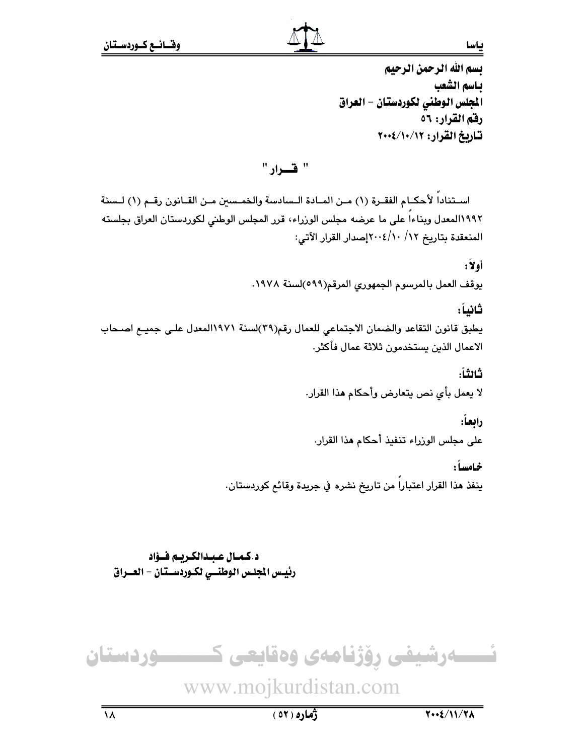**بسم الله الرحمن الرحيم**
**باسم الشعب**
**المجلس الوطني لكوردستان – العراق**
**رقم القرار: ٥٦**
**تاريخ القرار: ٢٠٠٤/١٠/١٢**

## " قـــرار "

استناداً لأحكام الفقرة (١) من المادة السادسة والخمسين من القانون رقم (١) لسنة ١٩٩٢المعدل وبناءاً على ما عرضه مجلس الوزراء، قرر المجلس الوطني لكوردستان العراق بجلسته المنعقدة بتاريخ ١٢/ ٢٠٠٤/١٠إصدار القرار الآتي:

**أولاً:**
يوقف العمل بالمرسوم الجمهوري المرقم(٥٩٩)لسنة ١٩٧٨.

**ثانياً:**
يطبق قانون التقاعد والضمان الاجتماعي للعمال رقم(٣٩)لسنة ١٩٧١المعدل على جميع اصحاب الاعمال الذين يستخدمون ثلاثة عمال فأكثر.

**ثالثاً:**
لا يعمل بأي نص يتعارض وأحكام هذا القرار.

**رابعاً:**
على مجلس الوزراء تنفيذ أحكام هذا القرار.

**خامساً:**
ينفذ هذا القرار اعتباراً من تاريخ نشره في جريدة وقائع كوردستان.

**د.كمال عبدالكريم فؤاد**
**رئيس المجلس الوطني لكوردستان – العراق**